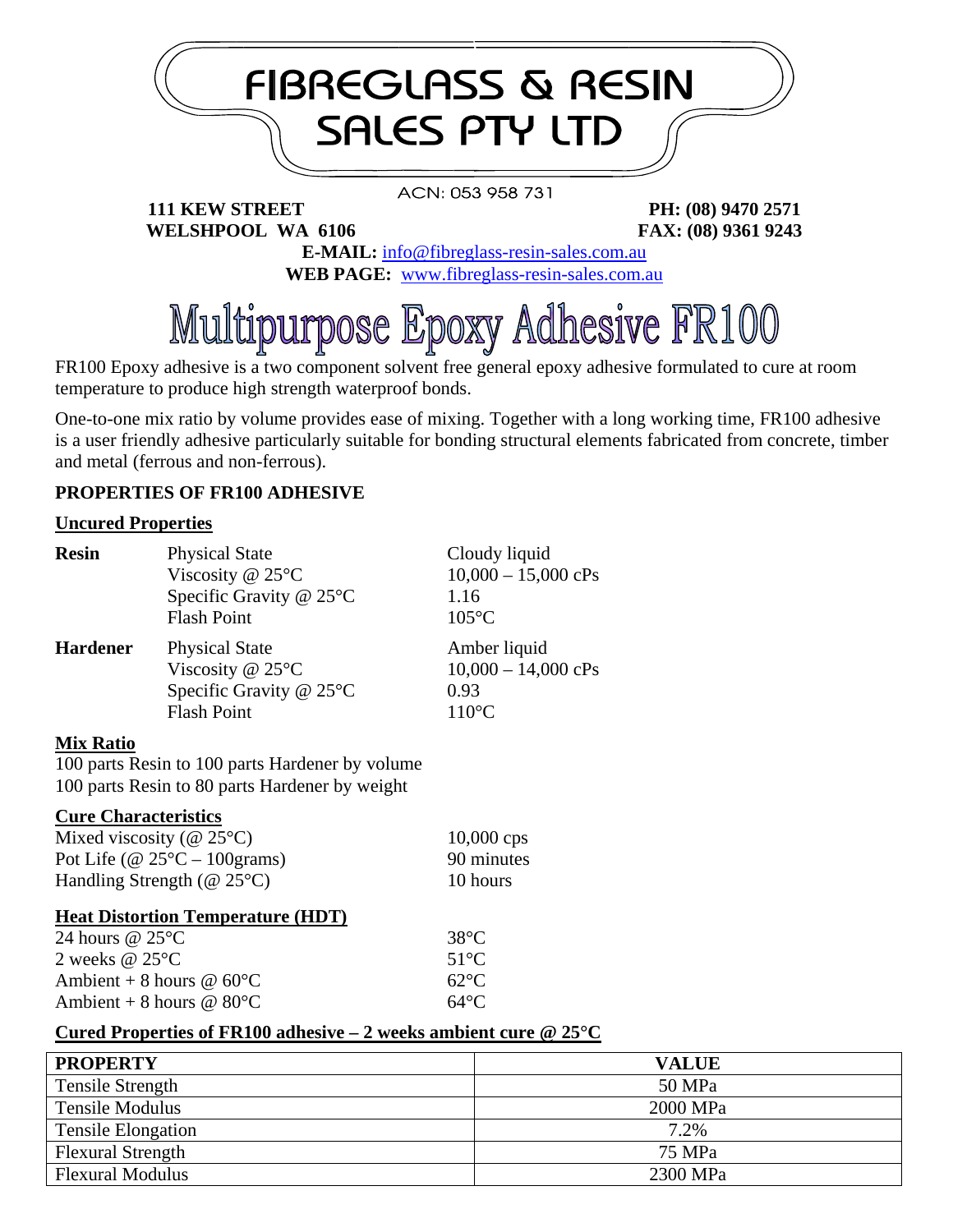# FIBREGLASS & RESIN SALES PTY LTD

ACN: 053 958 731

**111 KEW STREET**
**WELSHPOOL WA 6106**

**PH: (08) 9470 2571**
**FAX: (08) 9361 9243**

**E-MAIL:** info@fibreglass-resin-sales.com.au
**WEB PAGE:** www.fibreglass-resin-sales.com.au

# Multipurpose Epoxy Adhesive FR100

FR100 Epoxy adhesive is a two component solvent free general epoxy adhesive formulated to cure at room temperature to produce high strength waterproof bonds.

One-to-one mix ratio by volume provides ease of mixing. Together with a long working time, FR100 adhesive is a user friendly adhesive particularly suitable for bonding structural elements fabricated from concrete, timber and metal (ferrous and non-ferrous).

## PROPERTIES OF FR100 ADHESIVE

### Uncured Properties

| | | |
|---|---|---|
| **Resin** | Physical State | Cloudy liquid |
| | Viscosity @ 25°C | 10,000 – 15,000 cPs |
| | Specific Gravity @ 25°C | 1.16 |
| | Flash Point | 105°C |
| **Hardener** | Physical State | Amber liquid |
| | Viscosity @ 25°C | 10,000 – 14,000 cPs |
| | Specific Gravity @ 25°C | 0.93 |
| | Flash Point | 110°C |

### Mix Ratio

100 parts Resin to 100 parts Hardener by volume
100 parts Resin to 80 parts Hardener by weight

### Cure Characteristics

| | |
|---|---|
| Mixed viscosity (@ 25°C) | 10,000 cps |
| Pot Life (@ 25°C – 100grams) | 90 minutes |
| Handling Strength (@ 25°C) | 10 hours |

### Heat Distortion Temperature (HDT)

| | |
|---|---|
| 24 hours @ 25°C | 38°C |
| 2 weeks @ 25°C | 51°C |
| Ambient + 8 hours @ 60°C | 62°C |
| Ambient + 8 hours @ 80°C | 64°C |

### Cured Properties of FR100 adhesive – 2 weeks ambient cure @ 25°C

| PROPERTY | VALUE |
|---|---|
| Tensile Strength | 50 MPa |
| Tensile Modulus | 2000 MPa |
| Tensile Elongation | 7.2% |
| Flexural Strength | 75 MPa |
| Flexural Modulus | 2300 MPa |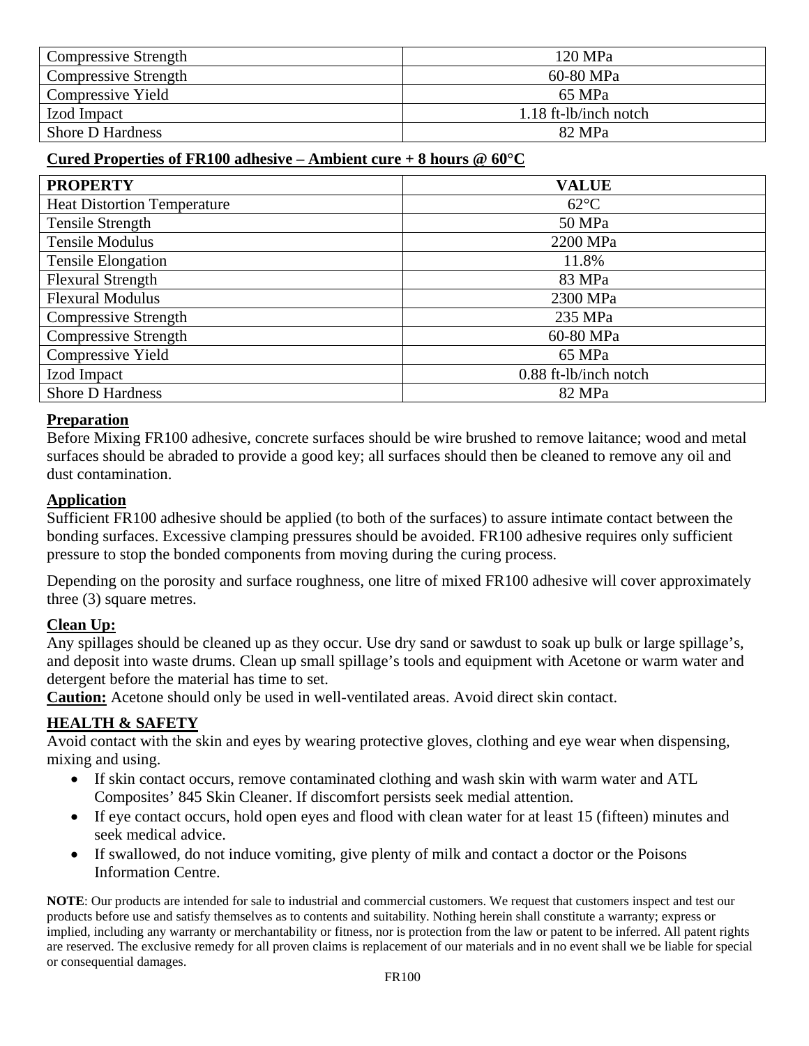| | |
|---|---|
| Compressive Strength | 120 MPa |
| Compressive Strength | 60-80 MPa |
| Compressive Yield | 65 MPa |
| Izod Impact | 1.18 ft-lb/inch notch |
| Shore D Hardness | 82 MPa |

**Cured Properties of FR100 adhesive – Ambient cure + 8 hours @ 60°C**

| PROPERTY | VALUE |
|---|---|
| Heat Distortion Temperature | 62°C |
| Tensile Strength | 50 MPa |
| Tensile Modulus | 2200 MPa |
| Tensile Elongation | 11.8% |
| Flexural Strength | 83 MPa |
| Flexural Modulus | 2300 MPa |
| Compressive Strength | 235 MPa |
| Compressive Strength | 60-80 MPa |
| Compressive Yield | 65 MPa |
| Izod Impact | 0.88 ft-lb/inch notch |
| Shore D Hardness | 82 MPa |

**Preparation**

Before Mixing FR100 adhesive, concrete surfaces should be wire brushed to remove laitance; wood and metal surfaces should be abraded to provide a good key; all surfaces should then be cleaned to remove any oil and dust contamination.

**Application**

Sufficient FR100 adhesive should be applied (to both of the surfaces) to assure intimate contact between the bonding surfaces. Excessive clamping pressures should be avoided. FR100 adhesive requires only sufficient pressure to stop the bonded components from moving during the curing process.

Depending on the porosity and surface roughness, one litre of mixed FR100 adhesive will cover approximately three (3) square metres.

**Clean Up:**

Any spillages should be cleaned up as they occur. Use dry sand or sawdust to soak up bulk or large spillage's, and deposit into waste drums. Clean up small spillage's tools and equipment with Acetone or warm water and detergent before the material has time to set.

**Caution:** Acetone should only be used in well-ventilated areas. Avoid direct skin contact.

**HEALTH & SAFETY**

Avoid contact with the skin and eyes by wearing protective gloves, clothing and eye wear when dispensing, mixing and using.

- If skin contact occurs, remove contaminated clothing and wash skin with warm water and ATL Composites' 845 Skin Cleaner. If discomfort persists seek medial attention.
- If eye contact occurs, hold open eyes and flood with clean water for at least 15 (fifteen) minutes and seek medical advice.
- If swallowed, do not induce vomiting, give plenty of milk and contact a doctor or the Poisons Information Centre.

**NOTE**: Our products are intended for sale to industrial and commercial customers. We request that customers inspect and test our products before use and satisfy themselves as to contents and suitability. Nothing herein shall constitute a warranty; express or implied, including any warranty or merchantability or fitness, nor is protection from the law or patent to be inferred. All patent rights are reserved. The exclusive remedy for all proven claims is replacement of our materials and in no event shall we be liable for special or consequential damages.